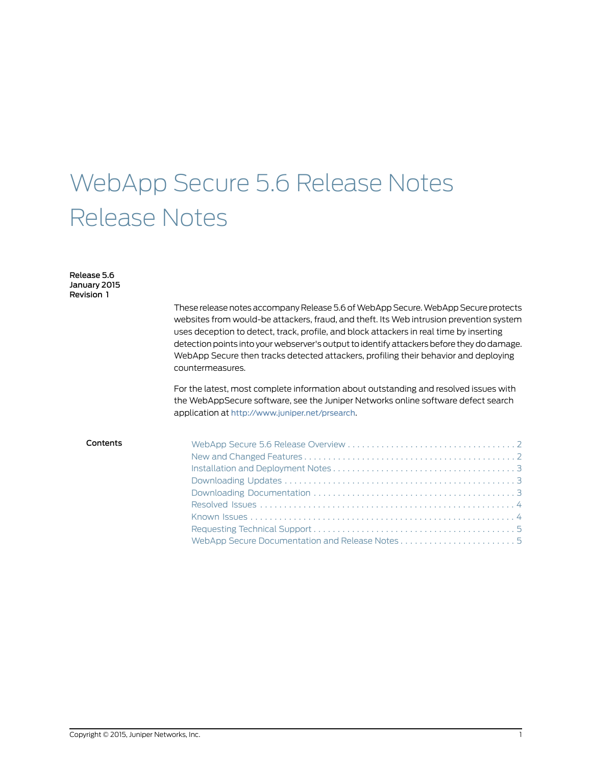# WebApp Secure 5.6 Release Notes Release Notes

**Release 5.6**
**January 2015**
**Revision 1**

These release notes accompany Release 5.6 of WebApp Secure. WebApp Secure protects websites from would-be attackers, fraud, and theft. Its Web intrusion prevention system uses deception to detect, track, profile, and block attackers in real time by inserting detection points into your webserver's output to identify attackers before they do damage. WebApp Secure then tracks detected attackers, profiling their behavior and deploying countermeasures.

For the latest, most complete information about outstanding and resolved issues with the WebAppSecure software, see the Juniper Networks online software defect search application at http://www.juniper.net/prsearch.

**Contents**

- WebApp Secure 5.6 Release Overview . . . . . . . . . . 2
- New and Changed Features . . . . . . . . . . 2
- Installation and Deployment Notes . . . . . . . . . . 3
- Downloading Updates . . . . . . . . . . 3
- Downloading Documentation . . . . . . . . . . 3
- Resolved Issues . . . . . . . . . . 4
- Known Issues . . . . . . . . . . 4
- Requesting Technical Support . . . . . . . . . . 5
- WebApp Secure Documentation and Release Notes . . . . . . . . . . 5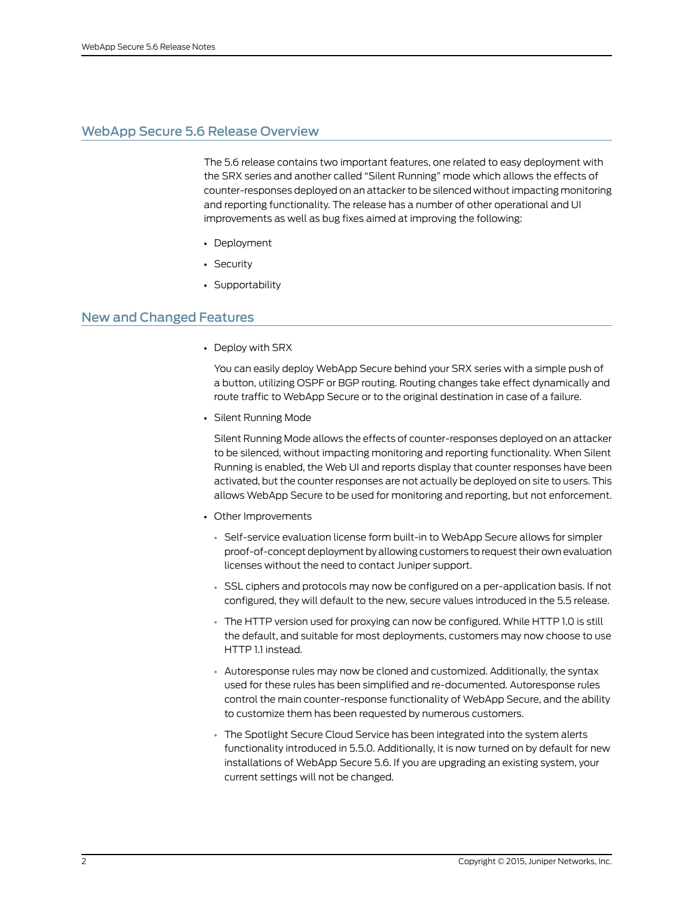## WebApp Secure 5.6 Release Overview

The 5.6 release contains two important features, one related to easy deployment with the SRX series and another called “Silent Running” mode which allows the effects of counter-responses deployed on an attacker to be silenced without impacting monitoring and reporting functionality. The release has a number of other operational and UI improvements as well as bug fixes aimed at improving the following:

- Deployment
- Security
- Supportability

## New and Changed Features

- Deploy with SRX

  You can easily deploy WebApp Secure behind your SRX series with a simple push of a button, utilizing OSPF or BGP routing. Routing changes take effect dynamically and route traffic to WebApp Secure or to the original destination in case of a failure.

- Silent Running Mode

  Silent Running Mode allows the effects of counter-responses deployed on an attacker to be silenced, without impacting monitoring and reporting functionality. When Silent Running is enabled, the Web UI and reports display that counter responses have been activated, but the counter responses are not actually be deployed on site to users. This allows WebApp Secure to be used for monitoring and reporting, but not enforcement.

- Other Improvements

  - Self-service evaluation license form built-in to WebApp Secure allows for simpler proof-of-concept deployment by allowing customers to request their own evaluation licenses without the need to contact Juniper support.
  - SSL ciphers and protocols may now be configured on a per-application basis. If not configured, they will default to the new, secure values introduced in the 5.5 release.
  - The HTTP version used for proxying can now be configured. While HTTP 1.0 is still the default, and suitable for most deployments, customers may now choose to use HTTP 1.1 instead.
  - Autoresponse rules may now be cloned and customized. Additionally, the syntax used for these rules has been simplified and re-documented. Autoresponse rules control the main counter-response functionality of WebApp Secure, and the ability to customize them has been requested by numerous customers.
  - The Spotlight Secure Cloud Service has been integrated into the system alerts functionality introduced in 5.5.0. Additionally, it is now turned on by default for new installations of WebApp Secure 5.6. If you are upgrading an existing system, your current settings will not be changed.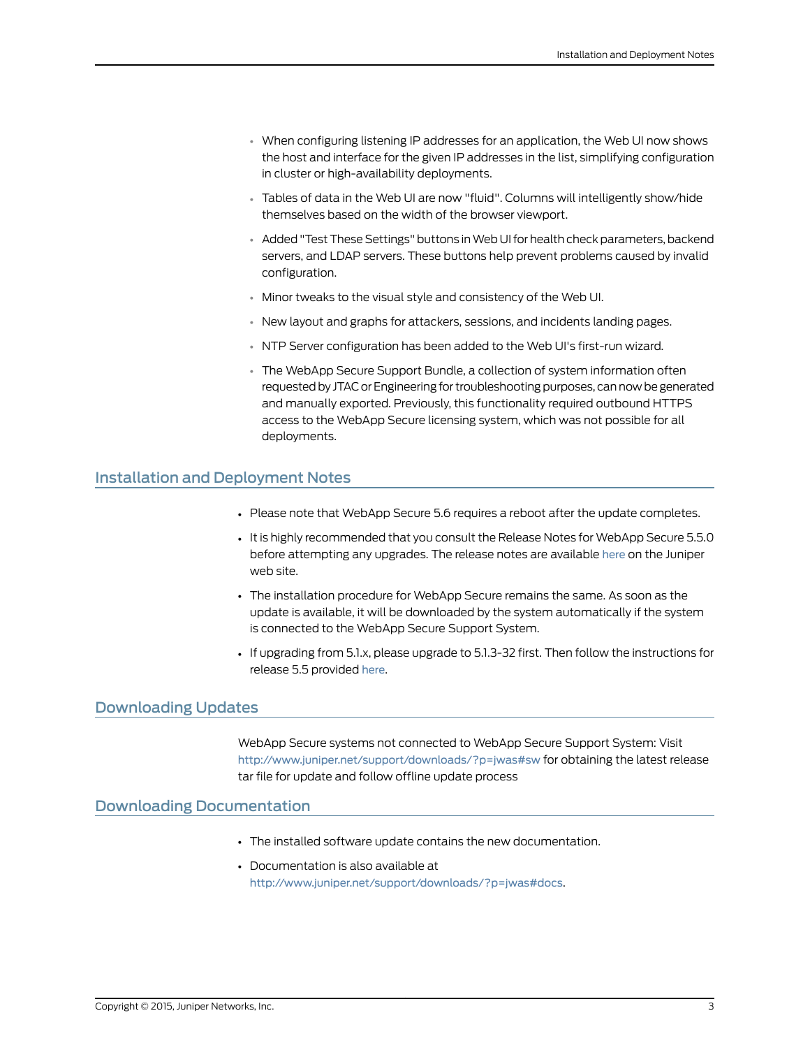- When configuring listening IP addresses for an application, the Web UI now shows the host and interface for the given IP addresses in the list, simplifying configuration in cluster or high-availability deployments.
- Tables of data in the Web UI are now "fluid". Columns will intelligently show/hide themselves based on the width of the browser viewport.
- Added "Test These Settings" buttons in Web UI for health check parameters, backend servers, and LDAP servers. These buttons help prevent problems caused by invalid configuration.
- Minor tweaks to the visual style and consistency of the Web UI.
- New layout and graphs for attackers, sessions, and incidents landing pages.
- NTP Server configuration has been added to the Web UI's first-run wizard.
- The WebApp Secure Support Bundle, a collection of system information often requested by JTAC or Engineering for troubleshooting purposes, can now be generated and manually exported. Previously, this functionality required outbound HTTPS access to the WebApp Secure licensing system, which was not possible for all deployments.

## Installation and Deployment Notes

- Please note that WebApp Secure 5.6 requires a reboot after the update completes.
- It is highly recommended that you consult the Release Notes for WebApp Secure 5.5.0 before attempting any upgrades. The release notes are available here on the Juniper web site.
- The installation procedure for WebApp Secure remains the same. As soon as the update is available, it will be downloaded by the system automatically if the system is connected to the WebApp Secure Support System.
- If upgrading from 5.1.x, please upgrade to 5.1.3-32 first. Then follow the instructions for release 5.5 provided here.

## Downloading Updates

WebApp Secure systems not connected to WebApp Secure Support System: Visit http://www.juniper.net/support/downloads/?p=jwas#sw for obtaining the latest release tar file for update and follow offline update process

## Downloading Documentation

- The installed software update contains the new documentation.
- Documentation is also available at http://www.juniper.net/support/downloads/?p=jwas#docs.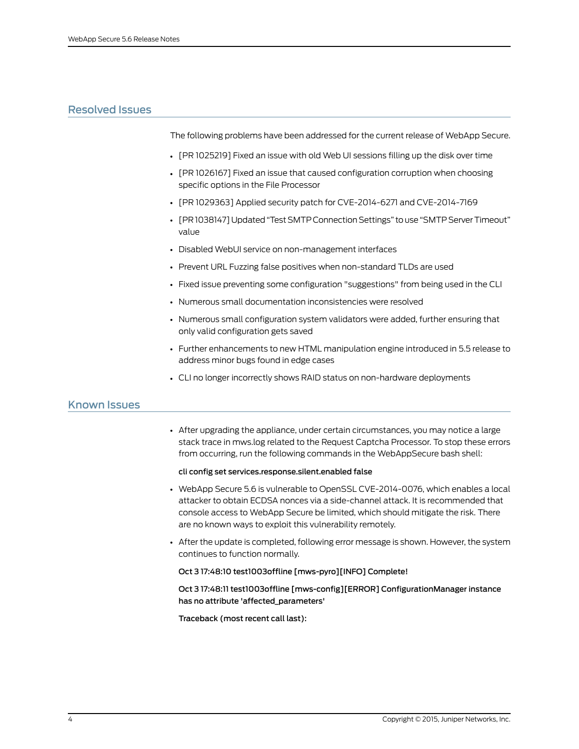## Resolved Issues

The following problems have been addressed for the current release of WebApp Secure.

- [PR 1025219] Fixed an issue with old Web UI sessions filling up the disk over time
- [PR 1026167] Fixed an issue that caused configuration corruption when choosing specific options in the File Processor
- [PR 1029363] Applied security patch for CVE-2014-6271 and CVE-2014-7169
- [PR 1038147] Updated “Test SMTP Connection Settings” to use “SMTP Server Timeout” value
- Disabled WebUI service on non-management interfaces
- Prevent URL Fuzzing false positives when non-standard TLDs are used
- Fixed issue preventing some configuration "suggestions" from being used in the CLI
- Numerous small documentation inconsistencies were resolved
- Numerous small configuration system validators were added, further ensuring that only valid configuration gets saved
- Further enhancements to new HTML manipulation engine introduced in 5.5 release to address minor bugs found in edge cases
- CLI no longer incorrectly shows RAID status on non-hardware deployments

## Known Issues

- After upgrading the appliance, under certain circumstances, you may notice a large stack trace in mws.log related to the Request Captcha Processor. To stop these errors from occurring, run the following commands in the WebAppSecure bash shell:

  **cli config set services.response.silent.enabled false**

- WebApp Secure 5.6 is vulnerable to OpenSSL CVE-2014-0076, which enables a local attacker to obtain ECDSA nonces via a side-channel attack. It is recommended that console access to WebApp Secure be limited, which should mitigate the risk. There are no known ways to exploit this vulnerability remotely.
- After the update is completed, following error message is shown. However, the system continues to function normally.

  **Oct 3 17:48:10 test1003offline [mws-pyro][INFO] Complete!**

  **Oct 3 17:48:11 test1003offline [mws-config][ERROR] ConfigurationManager instance has no attribute 'affected_parameters'**

  **Traceback (most recent call last):**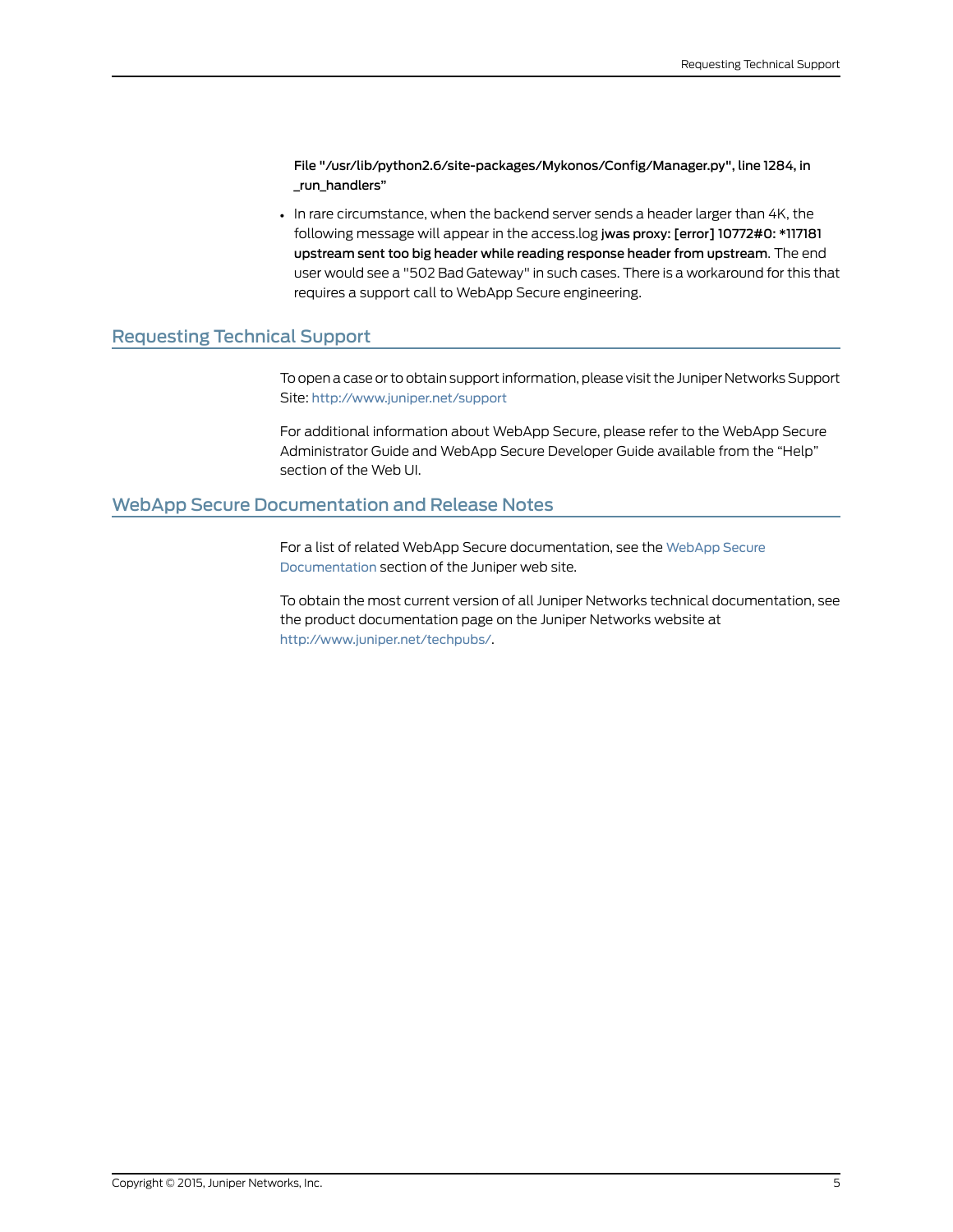**File "/usr/lib/python2.6/site-packages/Mykonos/Config/Manager.py", line 1284, in _run_handlers"**

- In rare circumstance, when the backend server sends a header larger than 4K, the following message will appear in the access.log **jwas proxy: [error] 10772#0: *117181 upstream sent too big header while reading response header from upstream**. The end user would see a "502 Bad Gateway" in such cases. There is a workaround for this that requires a support call to WebApp Secure engineering.

## Requesting Technical Support

To open a case or to obtain support information, please visit the Juniper Networks Support Site: http://www.juniper.net/support

For additional information about WebApp Secure, please refer to the WebApp Secure Administrator Guide and WebApp Secure Developer Guide available from the "Help" section of the Web UI.

## WebApp Secure Documentation and Release Notes

For a list of related WebApp Secure documentation, see the WebApp Secure Documentation section of the Juniper web site.

To obtain the most current version of all Juniper Networks technical documentation, see the product documentation page on the Juniper Networks website at http://www.juniper.net/techpubs/.